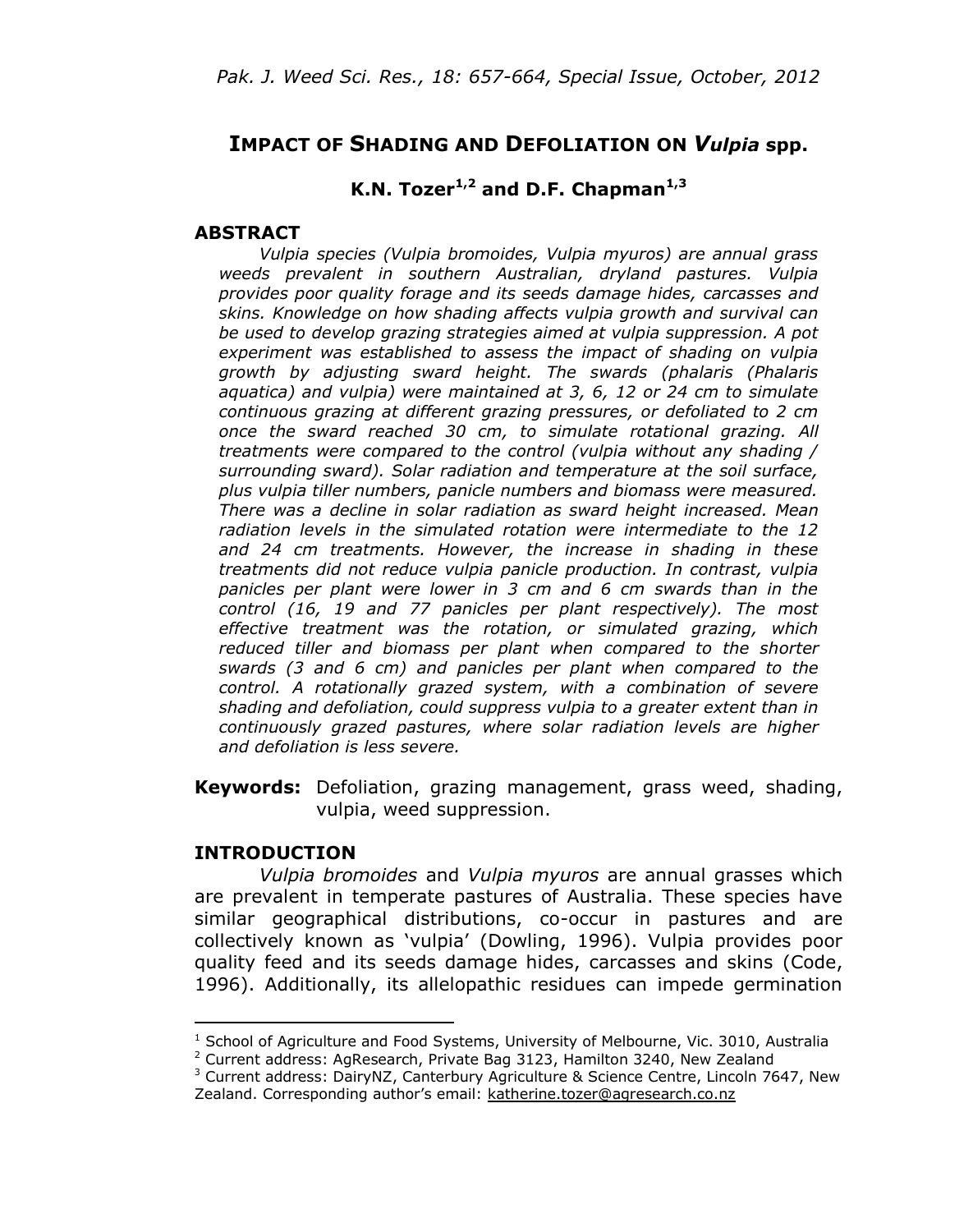# IMPACT OF SHADING AND DEFOLIATION ON *Vulpia* spp.

**K.N. Tozer[1,2] and D.F. Chapman[1,3]**

## ABSTRACT

*Vulpia species (Vulpia bromoides, Vulpia myuros) are annual grass weeds prevalent in southern Australian, dryland pastures. Vulpia provides poor quality forage and its seeds damage hides, carcasses and skins. Knowledge on how shading affects vulpia growth and survival can be used to develop grazing strategies aimed at vulpia suppression. A pot experiment was established to assess the impact of shading on vulpia growth by adjusting sward height. The swards (phalaris (Phalaris aquatica) and vulpia) were maintained at 3, 6, 12 or 24 cm to simulate continuous grazing at different grazing pressures, or defoliated to 2 cm once the sward reached 30 cm, to simulate rotational grazing. All treatments were compared to the control (vulpia without any shading / surrounding sward). Solar radiation and temperature at the soil surface, plus vulpia tiller numbers, panicle numbers and biomass were measured. There was a decline in solar radiation as sward height increased. Mean radiation levels in the simulated rotation were intermediate to the 12 and 24 cm treatments. However, the increase in shading in these treatments did not reduce vulpia panicle production. In contrast, vulpia panicles per plant were lower in 3 cm and 6 cm swards than in the control (16, 19 and 77 panicles per plant respectively). The most effective treatment was the rotation, or simulated grazing, which reduced tiller and biomass per plant when compared to the shorter swards (3 and 6 cm) and panicles per plant when compared to the control. A rotationally grazed system, with a combination of severe shading and defoliation, could suppress vulpia to a greater extent than in continuously grazed pastures, where solar radiation levels are higher and defoliation is less severe.*

**Keywords:** Defoliation, grazing management, grass weed, shading, vulpia, weed suppression.

## INTRODUCTION

*Vulpia bromoides* and *Vulpia myuros* are annual grasses which are prevalent in temperate pastures of Australia. These species have similar geographical distributions, co-occur in pastures and are collectively known as 'vulpia' (Dowling, 1996). Vulpia provides poor quality feed and its seeds damage hides, carcasses and skins (Code, 1996). Additionally, its allelopathic residues can impede germination

---

[1] School of Agriculture and Food Systems, University of Melbourne, Vic. 3010, Australia

[2] Current address: AgResearch, Private Bag 3123, Hamilton 3240, New Zealand

[3] Current address: DairyNZ, Canterbury Agriculture & Science Centre, Lincoln 7647, New Zealand. Corresponding author's email: katherine.tozer@agresearch.co.nz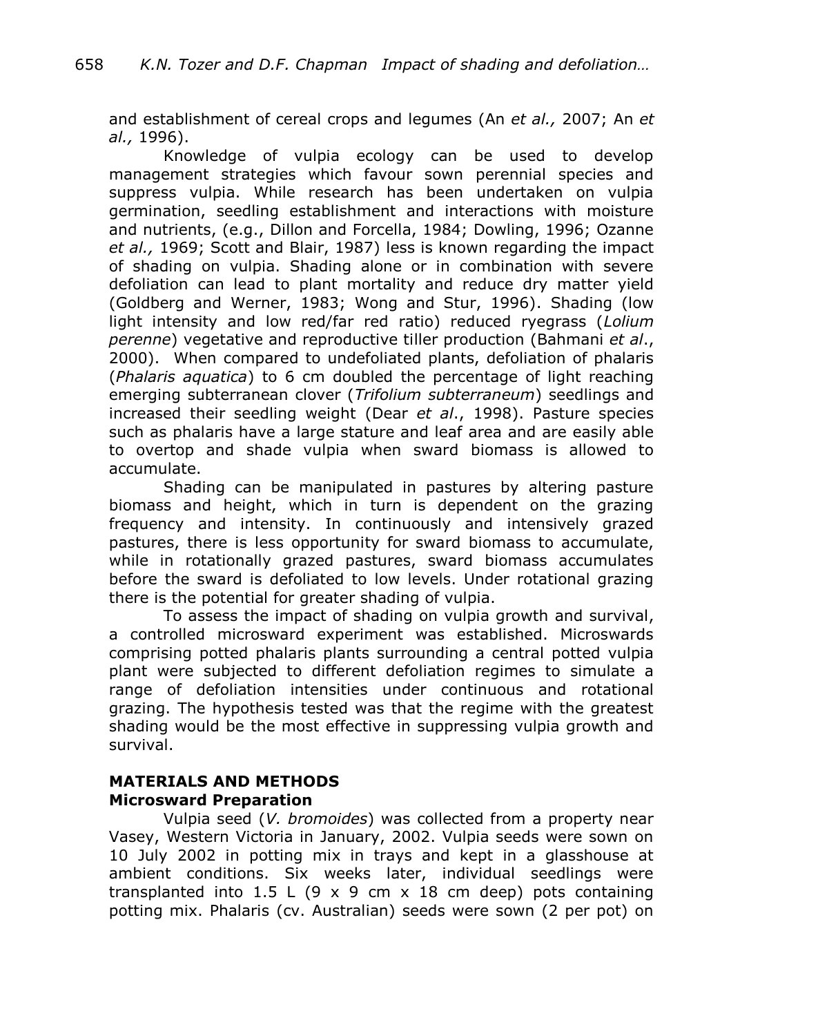and establishment of cereal crops and legumes (An *et al.,* 2007; An *et al.,* 1996).

Knowledge of vulpia ecology can be used to develop management strategies which favour sown perennial species and suppress vulpia. While research has been undertaken on vulpia germination, seedling establishment and interactions with moisture and nutrients, (e.g., Dillon and Forcella, 1984; Dowling, 1996; Ozanne *et al.,* 1969; Scott and Blair, 1987) less is known regarding the impact of shading on vulpia. Shading alone or in combination with severe defoliation can lead to plant mortality and reduce dry matter yield (Goldberg and Werner, 1983; Wong and Stur, 1996). Shading (low light intensity and low red/far red ratio) reduced ryegrass (*Lolium perenne*) vegetative and reproductive tiller production (Bahmani *et al*., 2000). When compared to undefoliated plants, defoliation of phalaris (*Phalaris aquatica*) to 6 cm doubled the percentage of light reaching emerging subterranean clover (*Trifolium subterraneum*) seedlings and increased their seedling weight (Dear *et al*., 1998). Pasture species such as phalaris have a large stature and leaf area and are easily able to overtop and shade vulpia when sward biomass is allowed to accumulate.

Shading can be manipulated in pastures by altering pasture biomass and height, which in turn is dependent on the grazing frequency and intensity. In continuously and intensively grazed pastures, there is less opportunity for sward biomass to accumulate, while in rotationally grazed pastures, sward biomass accumulates before the sward is defoliated to low levels. Under rotational grazing there is the potential for greater shading of vulpia.

To assess the impact of shading on vulpia growth and survival, a controlled microsward experiment was established. Microswards comprising potted phalaris plants surrounding a central potted vulpia plant were subjected to different defoliation regimes to simulate a range of defoliation intensities under continuous and rotational grazing. The hypothesis tested was that the regime with the greatest shading would be the most effective in suppressing vulpia growth and survival.

## MATERIALS AND METHODS

### Microsward Preparation

Vulpia seed (*V. bromoides*) was collected from a property near Vasey, Western Victoria in January, 2002. Vulpia seeds were sown on 10 July 2002 in potting mix in trays and kept in a glasshouse at ambient conditions. Six weeks later, individual seedlings were transplanted into 1.5 L (9 x 9 cm x 18 cm deep) pots containing potting mix. Phalaris (cv. Australian) seeds were sown (2 per pot) on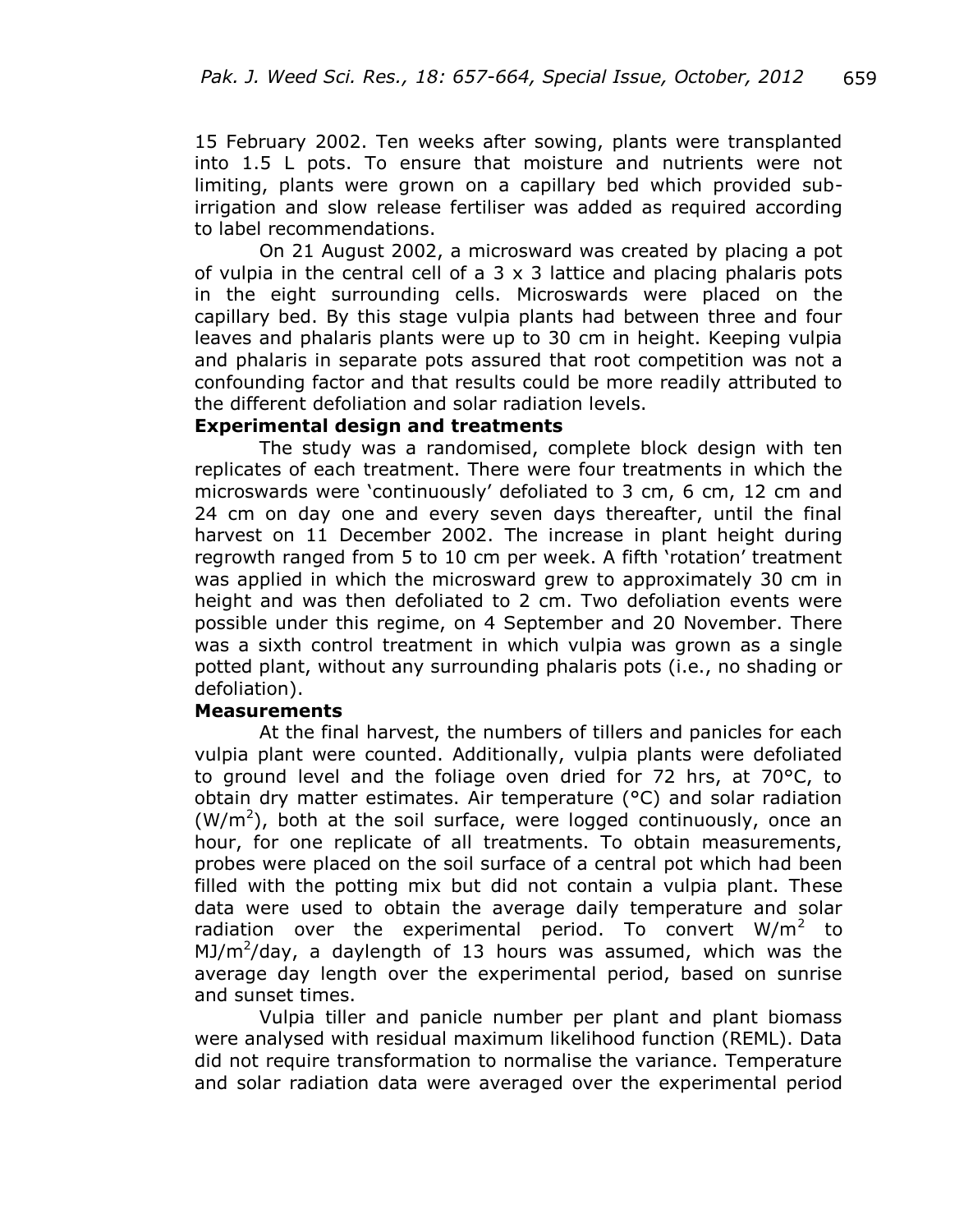15 February 2002. Ten weeks after sowing, plants were transplanted into 1.5 L pots. To ensure that moisture and nutrients were not limiting, plants were grown on a capillary bed which provided sub-irrigation and slow release fertiliser was added as required according to label recommendations.

On 21 August 2002, a microsward was created by placing a pot of vulpia in the central cell of a 3 x 3 lattice and placing phalaris pots in the eight surrounding cells. Microswards were placed on the capillary bed. By this stage vulpia plants had between three and four leaves and phalaris plants were up to 30 cm in height. Keeping vulpia and phalaris in separate pots assured that root competition was not a confounding factor and that results could be more readily attributed to the different defoliation and solar radiation levels.

**Experimental design and treatments**

The study was a randomised, complete block design with ten replicates of each treatment. There were four treatments in which the microswards were 'continuously' defoliated to 3 cm, 6 cm, 12 cm and 24 cm on day one and every seven days thereafter, until the final harvest on 11 December 2002. The increase in plant height during regrowth ranged from 5 to 10 cm per week. A fifth 'rotation' treatment was applied in which the microsward grew to approximately 30 cm in height and was then defoliated to 2 cm. Two defoliation events were possible under this regime, on 4 September and 20 November. There was a sixth control treatment in which vulpia was grown as a single potted plant, without any surrounding phalaris pots (i.e., no shading or defoliation).

**Measurements**

At the final harvest, the numbers of tillers and panicles for each vulpia plant were counted. Additionally, vulpia plants were defoliated to ground level and the foliage oven dried for 72 hrs, at 70°C, to obtain dry matter estimates. Air temperature (°C) and solar radiation (W/m$^2$), both at the soil surface, were logged continuously, once an hour, for one replicate of all treatments. To obtain measurements, probes were placed on the soil surface of a central pot which had been filled with the potting mix but did not contain a vulpia plant. These data were used to obtain the average daily temperature and solar radiation over the experimental period. To convert W/m$^2$ to MJ/m$^2$/day, a daylength of 13 hours was assumed, which was the average day length over the experimental period, based on sunrise and sunset times.

Vulpia tiller and panicle number per plant and plant biomass were analysed with residual maximum likelihood function (REML). Data did not require transformation to normalise the variance. Temperature and solar radiation data were averaged over the experimental period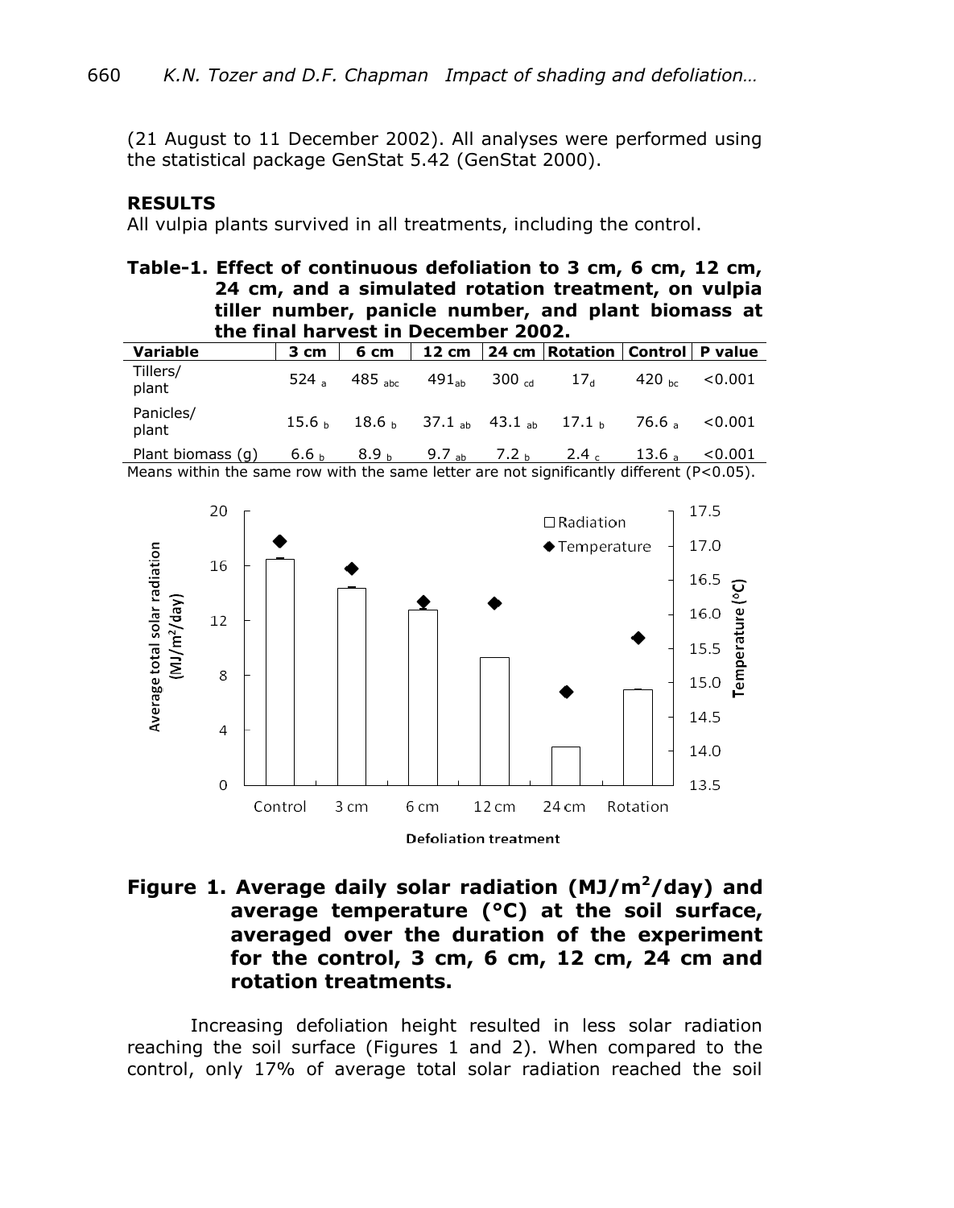(21 August to 11 December 2002). All analyses were performed using the statistical package GenStat 5.42 (GenStat 2000).

## RESULTS

All vulpia plants survived in all treatments, including the control.

**Table-1. Effect of continuous defoliation to 3 cm, 6 cm, 12 cm, 24 cm, and a simulated rotation treatment, on vulpia tiller number, panicle number, and plant biomass at the final harvest in December 2002.**

| Variable | 3 cm | 6 cm | 12 cm | 24 cm | Rotation | Control | P value |
|---|---|---|---|---|---|---|---|
| Tillers/ plant | 524 $_{a}$ | 485 $_{abc}$ | 491$_{ab}$ | 300 $_{cd}$ | 17$_{d}$ | 420 $_{bc}$ | <0.001 |
| Panicles/ plant | 15.6 $_{b}$ | 18.6 $_{b}$ | 37.1 $_{ab}$ | 43.1 $_{ab}$ | 17.1 $_{b}$ | 76.6 $_{a}$ | <0.001 |
| Plant biomass (g) | 6.6 $_{b}$ | 8.9 $_{b}$ | 9.7 $_{ab}$ | 7.2 $_{b}$ | 2.4 $_{c}$ | 13.6 $_{a}$ | <0.001 |

Means within the same row with the same letter are not significantly different (P<0.05).

**Figure 1. Average daily solar radiation (MJ/m$^2$/day) and average temperature (°C) at the soil surface, averaged over the duration of the experiment for the control, 3 cm, 6 cm, 12 cm, 24 cm and rotation treatments.**

Increasing defoliation height resulted in less solar radiation reaching the soil surface (Figures 1 and 2). When compared to the control, only 17% of average total solar radiation reached the soil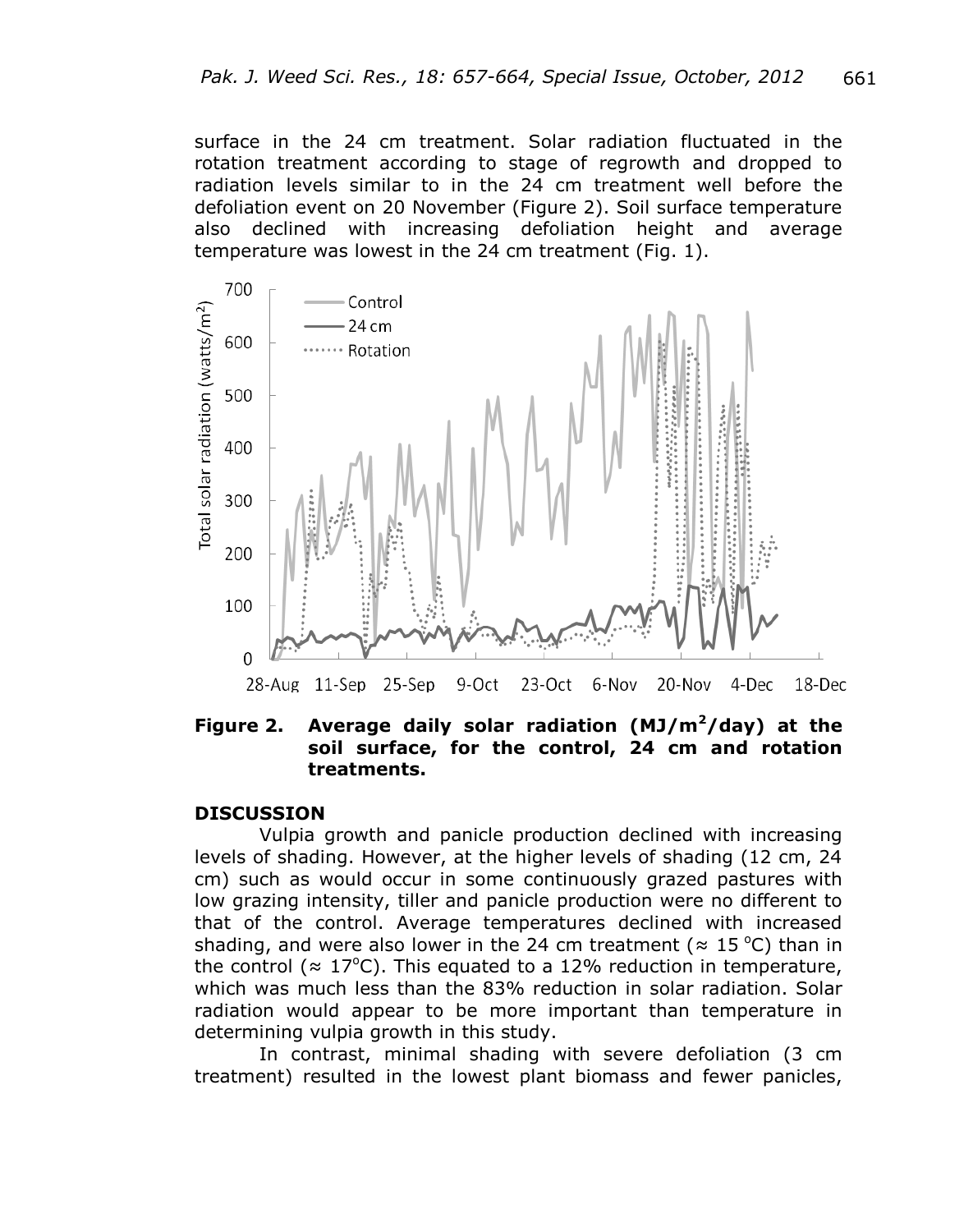surface in the 24 cm treatment. Solar radiation fluctuated in the rotation treatment according to stage of regrowth and dropped to radiation levels similar to in the 24 cm treatment well before the defoliation event on 20 November (Figure 2). Soil surface temperature also declined with increasing defoliation height and average temperature was lowest in the 24 cm treatment (Fig. 1).

**Figure 2. Average daily solar radiation (MJ/m$^2$/day) at the soil surface, for the control, 24 cm and rotation treatments.**

## DISCUSSION

Vulpia growth and panicle production declined with increasing levels of shading. However, at the higher levels of shading (12 cm, 24 cm) such as would occur in some continuously grazed pastures with low grazing intensity, tiller and panicle production were no different to that of the control. Average temperatures declined with increased shading, and were also lower in the 24 cm treatment (≈ 15 °C) than in the control (≈ 17°C). This equated to a 12% reduction in temperature, which was much less than the 83% reduction in solar radiation. Solar radiation would appear to be more important than temperature in determining vulpia growth in this study.

In contrast, minimal shading with severe defoliation (3 cm treatment) resulted in the lowest plant biomass and fewer panicles,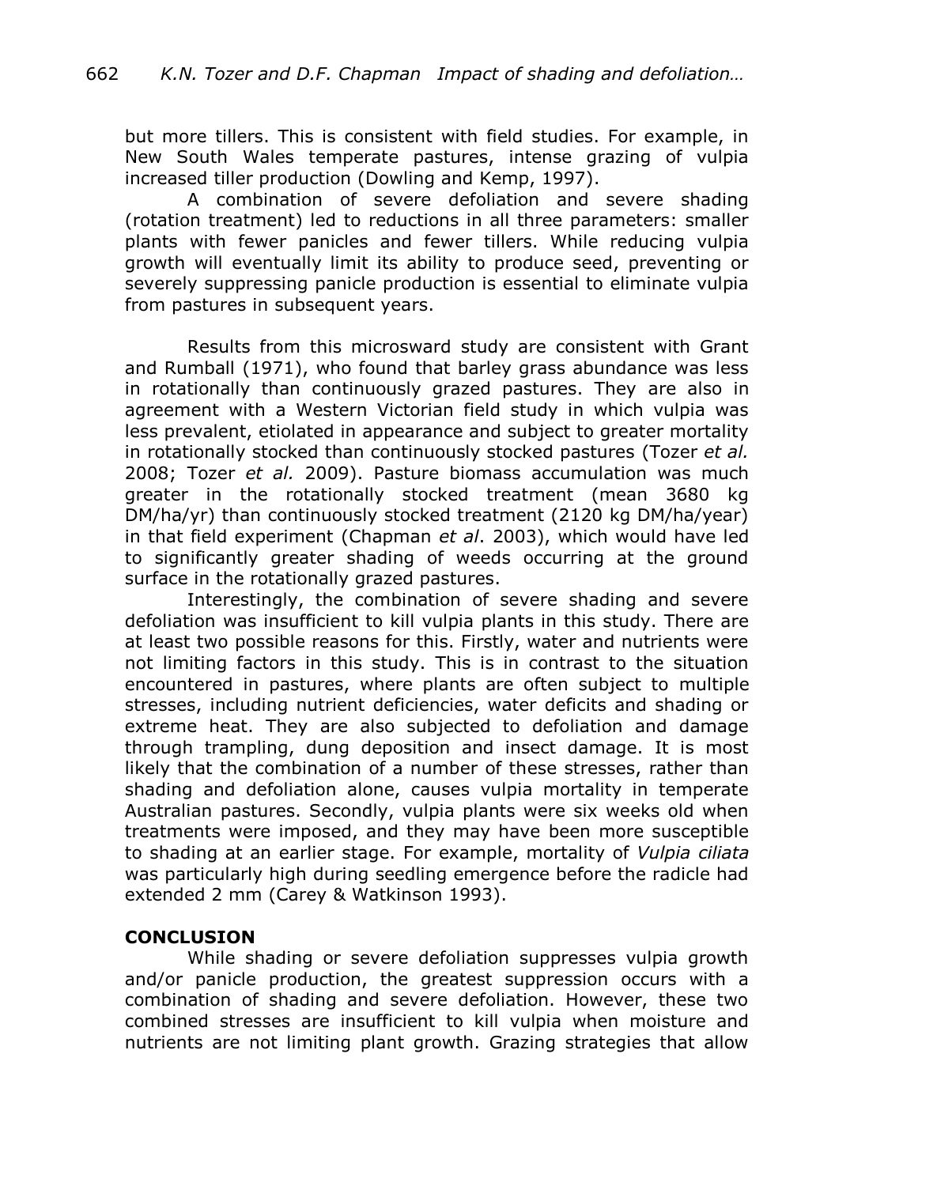but more tillers. This is consistent with field studies. For example, in New South Wales temperate pastures, intense grazing of vulpia increased tiller production (Dowling and Kemp, 1997).

A combination of severe defoliation and severe shading (rotation treatment) led to reductions in all three parameters: smaller plants with fewer panicles and fewer tillers. While reducing vulpia growth will eventually limit its ability to produce seed, preventing or severely suppressing panicle production is essential to eliminate vulpia from pastures in subsequent years.

Results from this microsward study are consistent with Grant and Rumball (1971), who found that barley grass abundance was less in rotationally than continuously grazed pastures. They are also in agreement with a Western Victorian field study in which vulpia was less prevalent, etiolated in appearance and subject to greater mortality in rotationally stocked than continuously stocked pastures (Tozer *et al.* 2008; Tozer *et al.* 2009). Pasture biomass accumulation was much greater in the rotationally stocked treatment (mean 3680 kg DM/ha/yr) than continuously stocked treatment (2120 kg DM/ha/year) in that field experiment (Chapman *et al*. 2003), which would have led to significantly greater shading of weeds occurring at the ground surface in the rotationally grazed pastures.

Interestingly, the combination of severe shading and severe defoliation was insufficient to kill vulpia plants in this study. There are at least two possible reasons for this. Firstly, water and nutrients were not limiting factors in this study. This is in contrast to the situation encountered in pastures, where plants are often subject to multiple stresses, including nutrient deficiencies, water deficits and shading or extreme heat. They are also subjected to defoliation and damage through trampling, dung deposition and insect damage. It is most likely that the combination of a number of these stresses, rather than shading and defoliation alone, causes vulpia mortality in temperate Australian pastures. Secondly, vulpia plants were six weeks old when treatments were imposed, and they may have been more susceptible to shading at an earlier stage. For example, mortality of *Vulpia ciliata* was particularly high during seedling emergence before the radicle had extended 2 mm (Carey & Watkinson 1993).

## CONCLUSION

While shading or severe defoliation suppresses vulpia growth and/or panicle production, the greatest suppression occurs with a combination of shading and severe defoliation. However, these two combined stresses are insufficient to kill vulpia when moisture and nutrients are not limiting plant growth. Grazing strategies that allow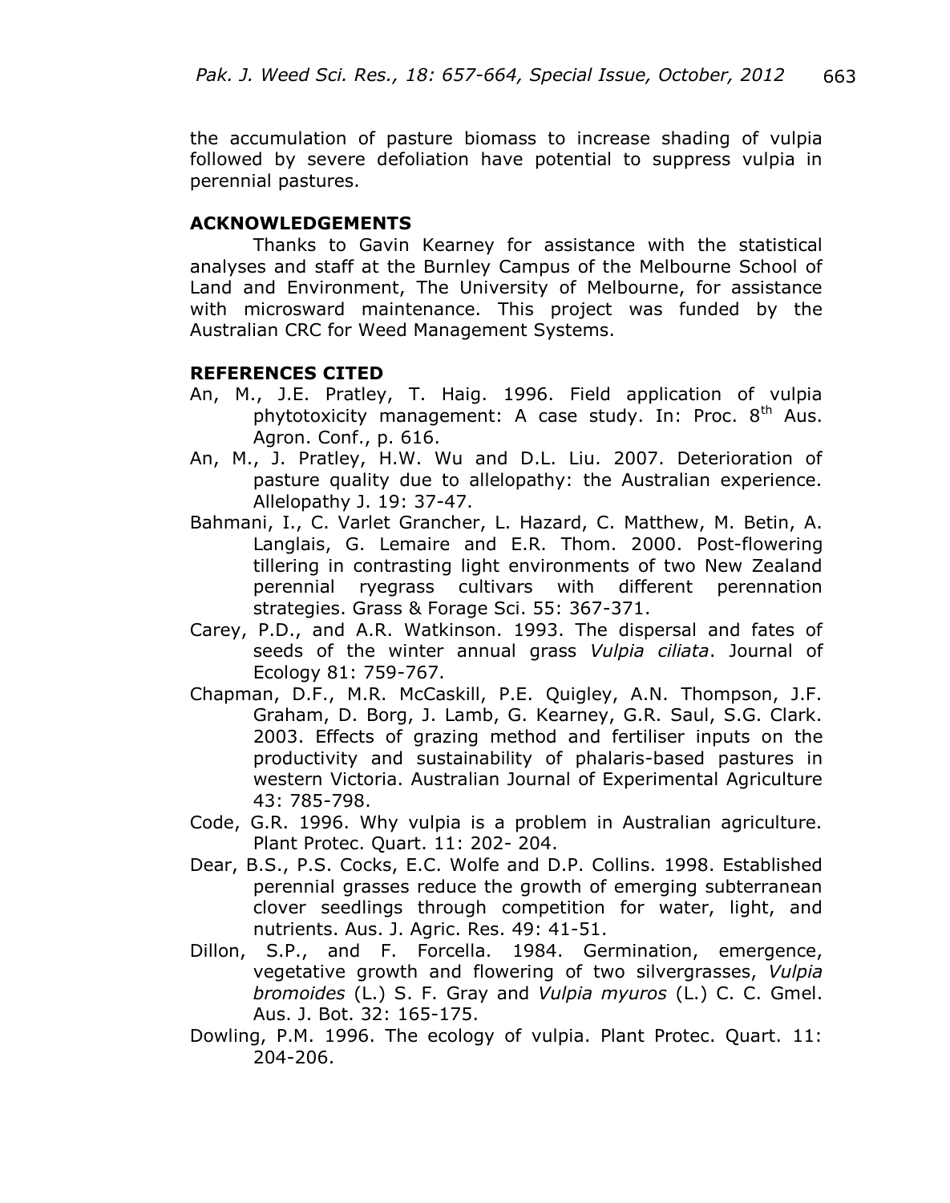the accumulation of pasture biomass to increase shading of vulpia followed by severe defoliation have potential to suppress vulpia in perennial pastures.

## ACKNOWLEDGEMENTS

Thanks to Gavin Kearney for assistance with the statistical analyses and staff at the Burnley Campus of the Melbourne School of Land and Environment, The University of Melbourne, for assistance with microsward maintenance. This project was funded by the Australian CRC for Weed Management Systems.

## REFERENCES CITED

An, M., J.E. Pratley, T. Haig. 1996. Field application of vulpia phytotoxicity management: A case study. In: Proc. 8th Aus. Agron. Conf., p. 616.

An, M., J. Pratley, H.W. Wu and D.L. Liu. 2007. Deterioration of pasture quality due to allelopathy: the Australian experience. Allelopathy J. 19: 37-47.

Bahmani, I., C. Varlet Grancher, L. Hazard, C. Matthew, M. Betin, A. Langlais, G. Lemaire and E.R. Thom. 2000. Post-flowering tillering in contrasting light environments of two New Zealand perennial ryegrass cultivars with different perennation strategies. Grass & Forage Sci. 55: 367-371.

Carey, P.D., and A.R. Watkinson. 1993. The dispersal and fates of seeds of the winter annual grass *Vulpia ciliata*. Journal of Ecology 81: 759-767.

Chapman, D.F., M.R. McCaskill, P.E. Quigley, A.N. Thompson, J.F. Graham, D. Borg, J. Lamb, G. Kearney, G.R. Saul, S.G. Clark. 2003. Effects of grazing method and fertiliser inputs on the productivity and sustainability of phalaris-based pastures in western Victoria. Australian Journal of Experimental Agriculture 43: 785-798.

Code, G.R. 1996. Why vulpia is a problem in Australian agriculture. Plant Protec. Quart. 11: 202- 204.

Dear, B.S., P.S. Cocks, E.C. Wolfe and D.P. Collins. 1998. Established perennial grasses reduce the growth of emerging subterranean clover seedlings through competition for water, light, and nutrients. Aus. J. Agric. Res. 49: 41-51.

Dillon, S.P., and F. Forcella. 1984. Germination, emergence, vegetative growth and flowering of two silvergrasses, *Vulpia bromoides* (L.) S. F. Gray and *Vulpia myuros* (L.) C. C. Gmel. Aus. J. Bot. 32: 165-175.

Dowling, P.M. 1996. The ecology of vulpia. Plant Protec. Quart. 11: 204-206.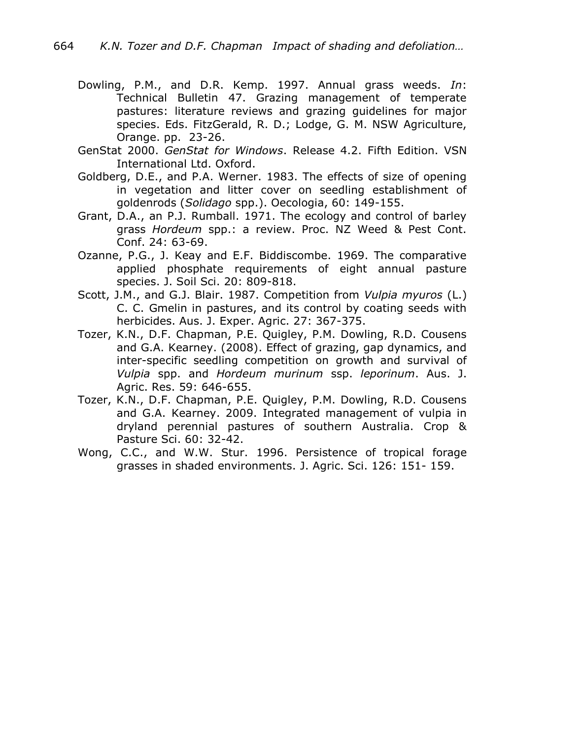Dowling, P.M., and D.R. Kemp. 1997. Annual grass weeds. *In*: Technical Bulletin 47. Grazing management of temperate pastures: literature reviews and grazing guidelines for major species. Eds. FitzGerald, R. D.; Lodge, G. M. NSW Agriculture, Orange. pp. 23-26.

GenStat 2000. *GenStat for Windows*. Release 4.2. Fifth Edition. VSN International Ltd. Oxford.

Goldberg, D.E., and P.A. Werner. 1983. The effects of size of opening in vegetation and litter cover on seedling establishment of goldenrods (*Solidago* spp.). Oecologia, 60: 149-155.

Grant, D.A., an P.J. Rumball. 1971. The ecology and control of barley grass *Hordeum* spp.: a review. Proc. NZ Weed & Pest Cont. Conf. 24: 63-69.

Ozanne, P.G., J. Keay and E.F. Biddiscombe. 1969. The comparative applied phosphate requirements of eight annual pasture species. J. Soil Sci. 20: 809-818.

Scott, J.M., and G.J. Blair. 1987. Competition from *Vulpia myuros* (L.) C. C. Gmelin in pastures, and its control by coating seeds with herbicides. Aus. J. Exper. Agric. 27: 367-375.

Tozer, K.N., D.F. Chapman, P.E. Quigley, P.M. Dowling, R.D. Cousens and G.A. Kearney. (2008). Effect of grazing, gap dynamics, and inter-specific seedling competition on growth and survival of *Vulpia* spp. and *Hordeum murinum* ssp. *leporinum*. Aus. J. Agric. Res. 59: 646-655.

Tozer, K.N., D.F. Chapman, P.E. Quigley, P.M. Dowling, R.D. Cousens and G.A. Kearney. 2009. Integrated management of vulpia in dryland perennial pastures of southern Australia. Crop & Pasture Sci. 60: 32-42.

Wong, C.C., and W.W. Stur. 1996. Persistence of tropical forage grasses in shaded environments. J. Agric. Sci. 126: 151- 159.